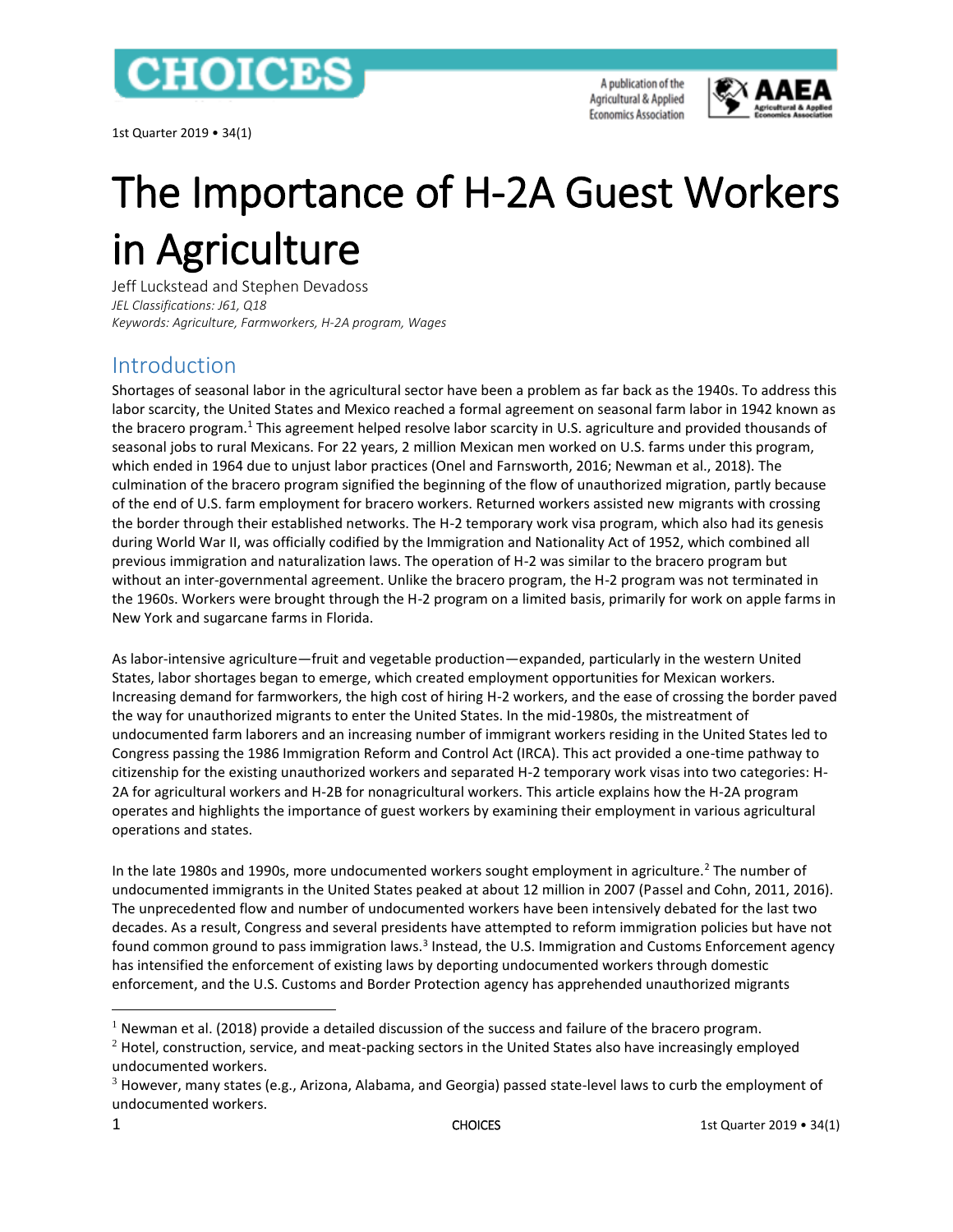# The Importance of H-2A Guest Workers in Agriculture

Jeff Luckstead and Stephen Devadoss

*JEL Classifications: J61, Q18*

*Keywords: Agriculture, Farmworkers, H-2A program, Wages*

## Introduction

Shortages of seasonal labor in the agricultural sector have been a problem as far back as the 1940s. To address this labor scarcity, the United States and Mexico reached a formal agreement on seasonal farm labor in 1942 known as the bracero program.[1] This agreement helped resolve labor scarcity in U.S. agriculture and provided thousands of seasonal jobs to rural Mexicans. For 22 years, 2 million Mexican men worked on U.S. farms under this program, which ended in 1964 due to unjust labor practices (Onel and Farnsworth, 2016; Newman et al., 2018). The culmination of the bracero program signified the beginning of the flow of unauthorized migration, partly because of the end of U.S. farm employment for bracero workers. Returned workers assisted new migrants with crossing the border through their established networks. The H-2 temporary work visa program, which also had its genesis during World War II, was officially codified by the Immigration and Nationality Act of 1952, which combined all previous immigration and naturalization laws. The operation of H-2 was similar to the bracero program but without an inter-governmental agreement. Unlike the bracero program, the H-2 program was not terminated in the 1960s. Workers were brought through the H-2 program on a limited basis, primarily for work on apple farms in New York and sugarcane farms in Florida.

As labor-intensive agriculture—fruit and vegetable production—expanded, particularly in the western United States, labor shortages began to emerge, which created employment opportunities for Mexican workers. Increasing demand for farmworkers, the high cost of hiring H-2 workers, and the ease of crossing the border paved the way for unauthorized migrants to enter the United States. In the mid-1980s, the mistreatment of undocumented farm laborers and an increasing number of immigrant workers residing in the United States led to Congress passing the 1986 Immigration Reform and Control Act (IRCA). This act provided a one-time pathway to citizenship for the existing unauthorized workers and separated H-2 temporary work visas into two categories: H-2A for agricultural workers and H-2B for nonagricultural workers. This article explains how the H-2A program operates and highlights the importance of guest workers by examining their employment in various agricultural operations and states.

In the late 1980s and 1990s, more undocumented workers sought employment in agriculture.[2] The number of undocumented immigrants in the United States peaked at about 12 million in 2007 (Passel and Cohn, 2011, 2016). The unprecedented flow and number of undocumented workers have been intensively debated for the last two decades. As a result, Congress and several presidents have attempted to reform immigration policies but have not found common ground to pass immigration laws.[3] Instead, the U.S. Immigration and Customs Enforcement agency has intensified the enforcement of existing laws by deporting undocumented workers through domestic enforcement, and the U.S. Customs and Border Protection agency has apprehended unauthorized migrants

---

[1] Newman et al. (2018) provide a detailed discussion of the success and failure of the bracero program.

[2] Hotel, construction, service, and meat-packing sectors in the United States also have increasingly employed undocumented workers.

[3] However, many states (e.g., Arizona, Alabama, and Georgia) passed state-level laws to curb the employment of undocumented workers.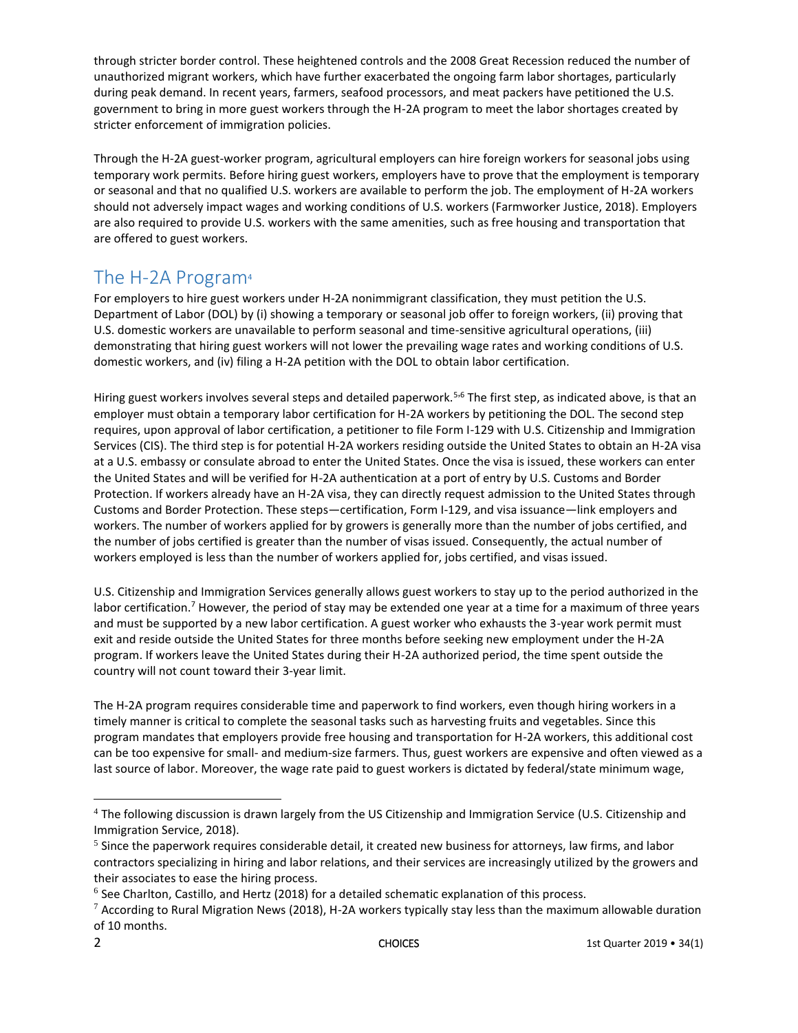through stricter border control. These heightened controls and the 2008 Great Recession reduced the number of unauthorized migrant workers, which have further exacerbated the ongoing farm labor shortages, particularly during peak demand. In recent years, farmers, seafood processors, and meat packers have petitioned the U.S. government to bring in more guest workers through the H-2A program to meet the labor shortages created by stricter enforcement of immigration policies.

Through the H-2A guest-worker program, agricultural employers can hire foreign workers for seasonal jobs using temporary work permits. Before hiring guest workers, employers have to prove that the employment is temporary or seasonal and that no qualified U.S. workers are available to perform the job. The employment of H-2A workers should not adversely impact wages and working conditions of U.S. workers (Farmworker Justice, 2018). Employers are also required to provide U.S. workers with the same amenities, such as free housing and transportation that are offered to guest workers.

## The H-2A Program[4]

For employers to hire guest workers under H-2A nonimmigrant classification, they must petition the U.S. Department of Labor (DOL) by (i) showing a temporary or seasonal job offer to foreign workers, (ii) proving that U.S. domestic workers are unavailable to perform seasonal and time-sensitive agricultural operations, (iii) demonstrating that hiring guest workers will not lower the prevailing wage rates and working conditions of U.S. domestic workers, and (iv) filing a H-2A petition with the DOL to obtain labor certification.

Hiring guest workers involves several steps and detailed paperwork.[5,6] The first step, as indicated above, is that an employer must obtain a temporary labor certification for H-2A workers by petitioning the DOL. The second step requires, upon approval of labor certification, a petitioner to file Form I-129 with U.S. Citizenship and Immigration Services (CIS). The third step is for potential H-2A workers residing outside the United States to obtain an H-2A visa at a U.S. embassy or consulate abroad to enter the United States. Once the visa is issued, these workers can enter the United States and will be verified for H-2A authentication at a port of entry by U.S. Customs and Border Protection. If workers already have an H-2A visa, they can directly request admission to the United States through Customs and Border Protection. These steps—certification, Form I-129, and visa issuance—link employers and workers. The number of workers applied for by growers is generally more than the number of jobs certified, and the number of jobs certified is greater than the number of visas issued. Consequently, the actual number of workers employed is less than the number of workers applied for, jobs certified, and visas issued.

U.S. Citizenship and Immigration Services generally allows guest workers to stay up to the period authorized in the labor certification.[7] However, the period of stay may be extended one year at a time for a maximum of three years and must be supported by a new labor certification. A guest worker who exhausts the 3-year work permit must exit and reside outside the United States for three months before seeking new employment under the H-2A program. If workers leave the United States during their H-2A authorized period, the time spent outside the country will not count toward their 3-year limit.

The H-2A program requires considerable time and paperwork to find workers, even though hiring workers in a timely manner is critical to complete the seasonal tasks such as harvesting fruits and vegetables. Since this program mandates that employers provide free housing and transportation for H-2A workers, this additional cost can be too expensive for small- and medium-size farmers. Thus, guest workers are expensive and often viewed as a last source of labor. Moreover, the wage rate paid to guest workers is dictated by federal/state minimum wage,

---

[4] The following discussion is drawn largely from the US Citizenship and Immigration Service (U.S. Citizenship and Immigration Service, 2018).

[5] Since the paperwork requires considerable detail, it created new business for attorneys, law firms, and labor contractors specializing in hiring and labor relations, and their services are increasingly utilized by the growers and their associates to ease the hiring process.

[6] See Charlton, Castillo, and Hertz (2018) for a detailed schematic explanation of this process.

[7] According to Rural Migration News (2018), H-2A workers typically stay less than the maximum allowable duration of 10 months.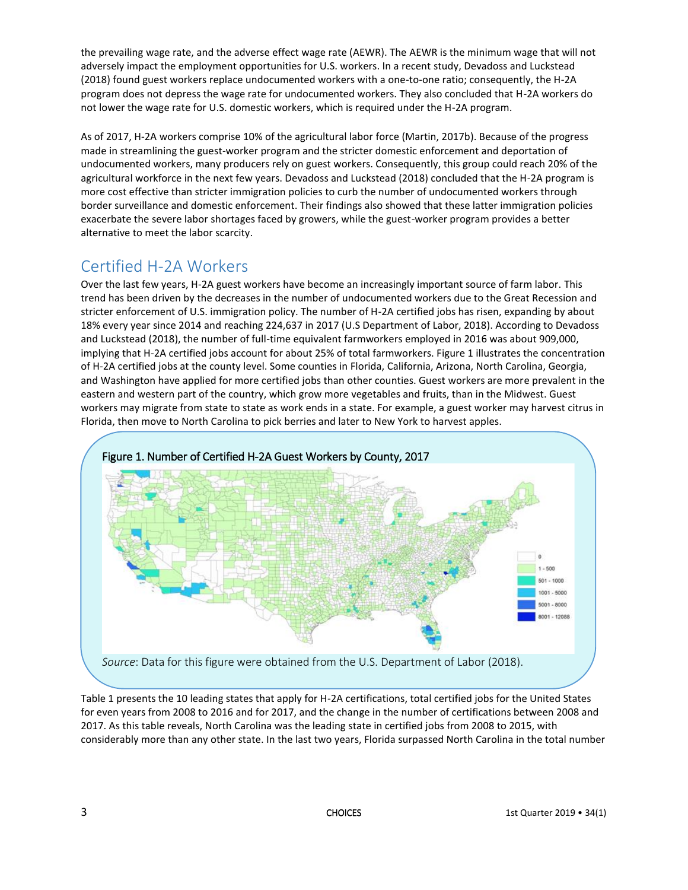the prevailing wage rate, and the adverse effect wage rate (AEWR). The AEWR is the minimum wage that will not adversely impact the employment opportunities for U.S. workers. In a recent study, Devadoss and Luckstead (2018) found guest workers replace undocumented workers with a one-to-one ratio; consequently, the H-2A program does not depress the wage rate for undocumented workers. They also concluded that H-2A workers do not lower the wage rate for U.S. domestic workers, which is required under the H-2A program.

As of 2017, H-2A workers comprise 10% of the agricultural labor force (Martin, 2017b). Because of the progress made in streamlining the guest-worker program and the stricter domestic enforcement and deportation of undocumented workers, many producers rely on guest workers. Consequently, this group could reach 20% of the agricultural workforce in the next few years. Devadoss and Luckstead (2018) concluded that the H-2A program is more cost effective than stricter immigration policies to curb the number of undocumented workers through border surveillance and domestic enforcement. Their findings also showed that these latter immigration policies exacerbate the severe labor shortages faced by growers, while the guest-worker program provides a better alternative to meet the labor scarcity.

## Certified H-2A Workers

Over the last few years, H-2A guest workers have become an increasingly important source of farm labor. This trend has been driven by the decreases in the number of undocumented workers due to the Great Recession and stricter enforcement of U.S. immigration policy. The number of H-2A certified jobs has risen, expanding by about 18% every year since 2014 and reaching 224,637 in 2017 (U.S Department of Labor, 2018). According to Devadoss and Luckstead (2018), the number of full-time equivalent farmworkers employed in 2016 was about 909,000, implying that H-2A certified jobs account for about 25% of total farmworkers. Figure 1 illustrates the concentration of H-2A certified jobs at the county level. Some counties in Florida, California, Arizona, North Carolina, Georgia, and Washington have applied for more certified jobs than other counties. Guest workers are more prevalent in the eastern and western part of the country, which grow more vegetables and fruits, than in the Midwest. Guest workers may migrate from state to state as work ends in a state. For example, a guest worker may harvest citrus in Florida, then move to North Carolina to pick berries and later to New York to harvest apples.

**Figure 1. Number of Certified H-2A Guest Workers by County, 2017**

*Source*: Data for this figure were obtained from the U.S. Department of Labor (2018).

Table 1 presents the 10 leading states that apply for H-2A certifications, total certified jobs for the United States for even years from 2008 to 2016 and for 2017, and the change in the number of certifications between 2008 and 2017. As this table reveals, North Carolina was the leading state in certified jobs from 2008 to 2015, with considerably more than any other state. In the last two years, Florida surpassed North Carolina in the total number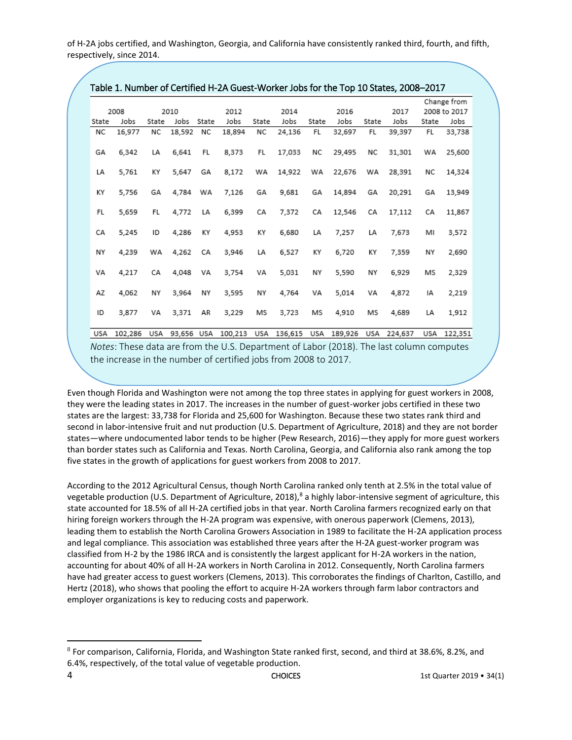of H-2A jobs certified, and Washington, Georgia, and California have consistently ranked third, fourth, and fifth, respectively, since 2014.

Table 1. Number of Certified H-2A Guest-Worker Jobs for the Top 10 States, 2008–2017

| 2008 | | 2010 | | 2012 | | 2014 | | 2016 | | 2017 | | Change from 2008 to 2017 | |
|---|---|---|---|---|---|---|---|---|---|---|---|---|---|
| State | Jobs | State | Jobs | State | Jobs | State | Jobs | State | Jobs | State | Jobs | State | Jobs |
| NC | 16,977 | NC | 18,592 | NC | 18,894 | NC | 24,136 | FL | 32,697 | FL | 39,397 | FL | 33,738 |
| GA | 6,342 | LA | 6,641 | FL | 8,373 | FL | 17,033 | NC | 29,495 | NC | 31,301 | WA | 25,600 |
| LA | 5,761 | KY | 5,647 | GA | 8,172 | WA | 14,922 | WA | 22,676 | WA | 28,391 | NC | 14,324 |
| KY | 5,756 | GA | 4,784 | WA | 7,126 | GA | 9,681 | GA | 14,894 | GA | 20,291 | GA | 13,949 |
| FL | 5,659 | FL | 4,772 | LA | 6,399 | CA | 7,372 | CA | 12,546 | CA | 17,112 | CA | 11,867 |
| CA | 5,245 | ID | 4,286 | KY | 4,953 | KY | 6,680 | LA | 7,257 | LA | 7,673 | MI | 3,572 |
| NY | 4,239 | WA | 4,262 | CA | 3,946 | LA | 6,527 | KY | 6,720 | KY | 7,359 | NY | 2,690 |
| VA | 4,217 | CA | 4,048 | VA | 3,754 | VA | 5,031 | NY | 5,590 | NY | 6,929 | MS | 2,329 |
| AZ | 4,062 | NY | 3,964 | NY | 3,595 | NY | 4,764 | VA | 5,014 | VA | 4,872 | IA | 2,219 |
| ID | 3,877 | VA | 3,371 | AR | 3,229 | MS | 3,723 | MS | 4,910 | MS | 4,689 | LA | 1,912 |
| USA | 102,286 | USA | 93,656 | USA | 100,213 | USA | 136,615 | USA | 189,926 | USA | 224,637 | USA | 122,351 |

*Notes*: These data are from the U.S. Department of Labor (2018). The last column computes the increase in the number of certified jobs from 2008 to 2017.

Even though Florida and Washington were not among the top three states in applying for guest workers in 2008, they were the leading states in 2017. The increases in the number of guest-worker jobs certified in these two states are the largest: 33,738 for Florida and 25,600 for Washington. Because these two states rank third and second in labor-intensive fruit and nut production (U.S. Department of Agriculture, 2018) and they are not border states—where undocumented labor tends to be higher (Pew Research, 2016)—they apply for more guest workers than border states such as California and Texas. North Carolina, Georgia, and California also rank among the top five states in the growth of applications for guest workers from 2008 to 2017.

According to the 2012 Agricultural Census, though North Carolina ranked only tenth at 2.5% in the total value of vegetable production (U.S. Department of Agriculture, 2018),[8] a highly labor-intensive segment of agriculture, this state accounted for 18.5% of all H-2A certified jobs in that year. North Carolina farmers recognized early on that hiring foreign workers through the H-2A program was expensive, with onerous paperwork (Clemens, 2013), leading them to establish the North Carolina Growers Association in 1989 to facilitate the H-2A application process and legal compliance. This association was established three years after the H-2A guest-worker program was classified from H-2 by the 1986 IRCA and is consistently the largest applicant for H-2A workers in the nation, accounting for about 40% of all H-2A workers in North Carolina in 2012. Consequently, North Carolina farmers have had greater access to guest workers (Clemens, 2013). This corroborates the findings of Charlton, Castillo, and Hertz (2018), who shows that pooling the effort to acquire H-2A workers through farm labor contractors and employer organizations is key to reducing costs and paperwork.

[8] For comparison, California, Florida, and Washington State ranked first, second, and third at 38.6%, 8.2%, and 6.4%, respectively, of the total value of vegetable production.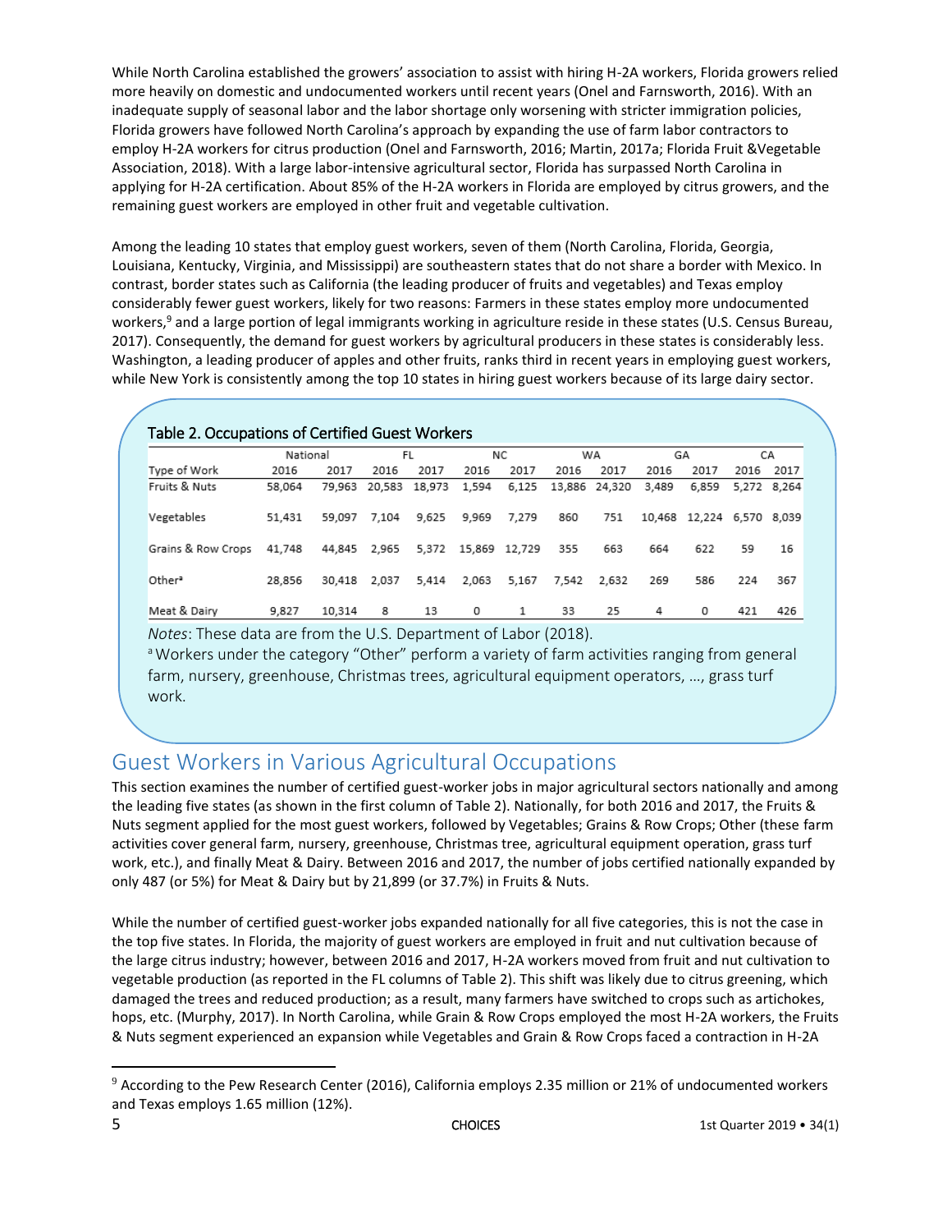While North Carolina established the growers' association to assist with hiring H-2A workers, Florida growers relied more heavily on domestic and undocumented workers until recent years (Onel and Farnsworth, 2016). With an inadequate supply of seasonal labor and the labor shortage only worsening with stricter immigration policies, Florida growers have followed North Carolina's approach by expanding the use of farm labor contractors to employ H-2A workers for citrus production (Onel and Farnsworth, 2016; Martin, 2017a; Florida Fruit &Vegetable Association, 2018). With a large labor-intensive agricultural sector, Florida has surpassed North Carolina in applying for H-2A certification. About 85% of the H-2A workers in Florida are employed by citrus growers, and the remaining guest workers are employed in other fruit and vegetable cultivation.

Among the leading 10 states that employ guest workers, seven of them (North Carolina, Florida, Georgia, Louisiana, Kentucky, Virginia, and Mississippi) are southeastern states that do not share a border with Mexico. In contrast, border states such as California (the leading producer of fruits and vegetables) and Texas employ considerably fewer guest workers, likely for two reasons: Farmers in these states employ more undocumented workers,[9] and a large portion of legal immigrants working in agriculture reside in these states (U.S. Census Bureau, 2017). Consequently, the demand for guest workers by agricultural producers in these states is considerably less. Washington, a leading producer of apples and other fruits, ranks third in recent years in employing guest workers, while New York is consistently among the top 10 states in hiring guest workers because of its large dairy sector.

**Table 2. Occupations of Certified Guest Workers**

| | National | | FL | | NC | | WA | | GA | | CA | |
|---|---|---|---|---|---|---|---|---|---|---|---|---|
| Type of Work | 2016 | 2017 | 2016 | 2017 | 2016 | 2017 | 2016 | 2017 | 2016 | 2017 | 2016 | 2017 |
| Fruits & Nuts | 58,064 | 79,963 | 20,583 | 18,973 | 1,594 | 6,125 | 13,886 | 24,320 | 3,489 | 6,859 | 5,272 | 8,264 |
| Vegetables | 51,431 | 59,097 | 7,104 | 9,625 | 9,969 | 7,279 | 860 | 751 | 10,468 | 12,224 | 6,570 | 8,039 |
| Grains & Row Crops | 41,748 | 44,845 | 2,965 | 5,372 | 15,869 | 12,729 | 355 | 663 | 664 | 622 | 59 | 16 |
| Other[a] | 28,856 | 30,418 | 2,037 | 5,414 | 2,063 | 5,167 | 7,542 | 2,632 | 269 | 586 | 224 | 367 |
| Meat & Dairy | 9,827 | 10,314 | 8 | 13 | 0 | 1 | 33 | 25 | 4 | 0 | 421 | 426 |

*Notes*: These data are from the U.S. Department of Labor (2018).
[a] Workers under the category "Other" perform a variety of farm activities ranging from general farm, nursery, greenhouse, Christmas trees, agricultural equipment operators, …, grass turf work.

## Guest Workers in Various Agricultural Occupations

This section examines the number of certified guest-worker jobs in major agricultural sectors nationally and among the leading five states (as shown in the first column of Table 2). Nationally, for both 2016 and 2017, the Fruits & Nuts segment applied for the most guest workers, followed by Vegetables; Grains & Row Crops; Other (these farm activities cover general farm, nursery, greenhouse, Christmas tree, agricultural equipment operation, grass turf work, etc.), and finally Meat & Dairy. Between 2016 and 2017, the number of jobs certified nationally expanded by only 487 (or 5%) for Meat & Dairy but by 21,899 (or 37.7%) in Fruits & Nuts.

While the number of certified guest-worker jobs expanded nationally for all five categories, this is not the case in the top five states. In Florida, the majority of guest workers are employed in fruit and nut cultivation because of the large citrus industry; however, between 2016 and 2017, H-2A workers moved from fruit and nut cultivation to vegetable production (as reported in the FL columns of Table 2). This shift was likely due to citrus greening, which damaged the trees and reduced production; as a result, many farmers have switched to crops such as artichokes, hops, etc. (Murphy, 2017). In North Carolina, while Grain & Row Crops employed the most H-2A workers, the Fruits & Nuts segment experienced an expansion while Vegetables and Grain & Row Crops faced a contraction in H-2A

[9] According to the Pew Research Center (2016), California employs 2.35 million or 21% of undocumented workers and Texas employs 1.65 million (12%).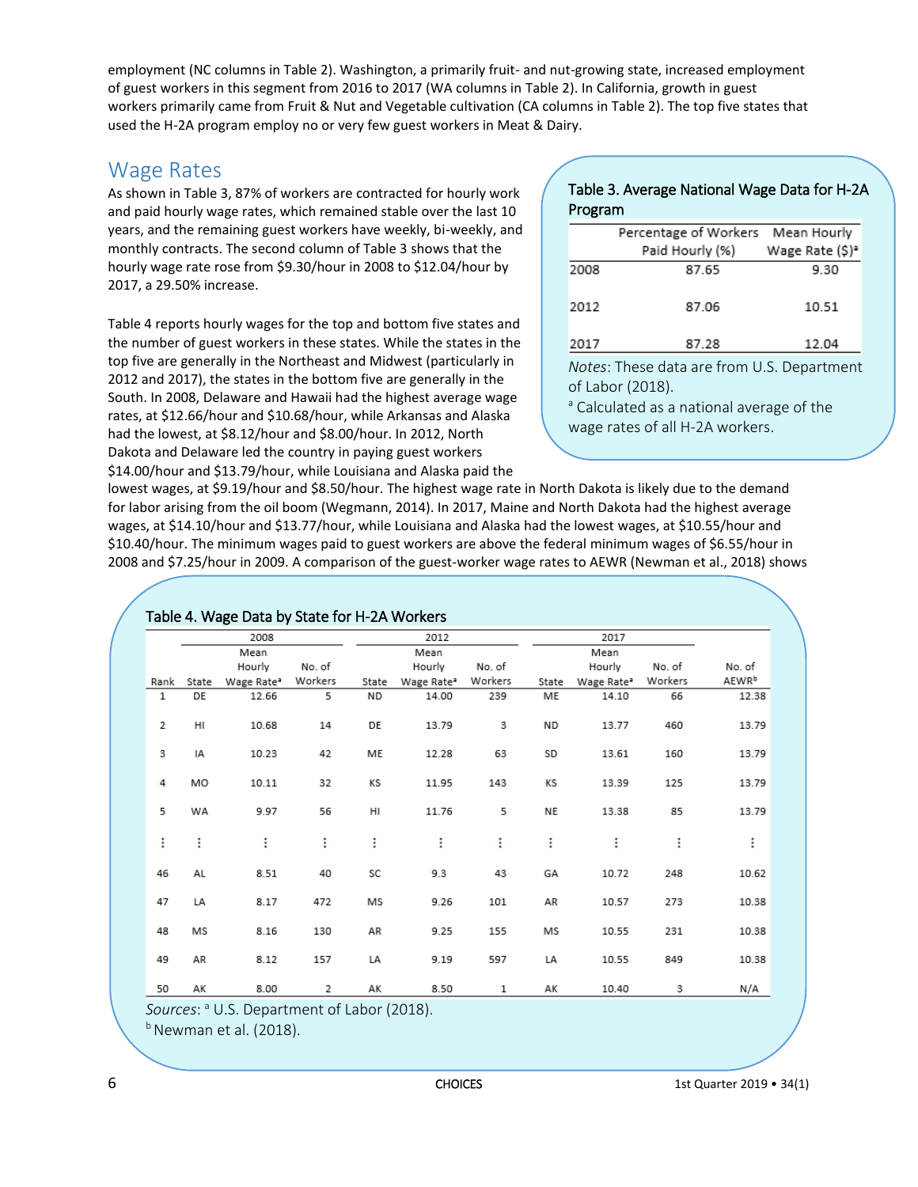employment (NC columns in Table 2). Washington, a primarily fruit- and nut-growing state, increased employment of guest workers in this segment from 2016 to 2017 (WA columns in Table 2). In California, growth in guest workers primarily came from Fruit & Nut and Vegetable cultivation (CA columns in Table 2). The top five states that used the H-2A program employ no or very few guest workers in Meat & Dairy.

## Wage Rates

As shown in Table 3, 87% of workers are contracted for hourly work and paid hourly wage rates, which remained stable over the last 10 years, and the remaining guest workers have weekly, bi-weekly, and monthly contracts. The second column of Table 3 shows that the hourly wage rate rose from \$9.30/hour in 2008 to \$12.04/hour by 2017, a 29.50% increase.

Table 4 reports hourly wages for the top and bottom five states and the number of guest workers in these states. While the states in the top five are generally in the Northeast and Midwest (particularly in 2012 and 2017), the states in the bottom five are generally in the South. In 2008, Delaware and Hawaii had the highest average wage rates, at \$12.66/hour and \$10.68/hour, while Arkansas and Alaska had the lowest, at \$8.12/hour and \$8.00/hour. In 2012, North Dakota and Delaware led the country in paying guest workers \$14.00/hour and \$13.79/hour, while Louisiana and Alaska paid the lowest wages, at \$9.19/hour and \$8.50/hour. The highest wage rate in North Dakota is likely due to the demand for labor arising from the oil boom (Wegmann, 2014). In 2017, Maine and North Dakota had the highest average wages, at \$14.10/hour and \$13.77/hour, while Louisiana and Alaska had the lowest wages, at \$10.55/hour and \$10.40/hour. The minimum wages paid to guest workers are above the federal minimum wages of \$6.55/hour in 2008 and \$7.25/hour in 2009. A comparison of the guest-worker wage rates to AEWR (Newman et al., 2018) shows

**Table 3. Average National Wage Data for H-2A Program**

| | Percentage of Workers Paid Hourly (%) | Mean Hourly Wage Rate (\$)[a] |
|---|---|---|
| 2008 | 87.65 | 9.30 |
| 2012 | 87.06 | 10.51 |
| 2017 | 87.28 | 12.04 |

*Notes*: These data are from U.S. Department of Labor (2018).
[a] Calculated as a national average of the wage rates of all H-2A workers.

**Table 4. Wage Data by State for H-2A Workers**

| | 2008 | | | 2012 | | | 2017 | | | |
|---|---|---|---|---|---|---|---|---|---|---|
| Rank | State | Mean Hourly Wage Rate[a] | No. of Workers | State | Mean Hourly Wage Rate[a] | No. of Workers | State | Mean Hourly Wage Rate[a] | No. of Workers | No. of AEWR[b] |
| 1 | DE | 12.66 | 5 | ND | 14.00 | 239 | ME | 14.10 | 66 | 12.38 |
| 2 | HI | 10.68 | 14 | DE | 13.79 | 3 | ND | 13.77 | 460 | 13.79 |
| 3 | IA | 10.23 | 42 | ME | 12.28 | 63 | SD | 13.61 | 160 | 13.79 |
| 4 | MO | 10.11 | 32 | KS | 11.95 | 143 | KS | 13.39 | 125 | 13.79 |
| 5 | WA | 9.97 | 56 | HI | 11.76 | 5 | NE | 13.38 | 85 | 13.79 |
| ⋮ | ⋮ | ⋮ | ⋮ | ⋮ | ⋮ | ⋮ | ⋮ | ⋮ | ⋮ | ⋮ |
| 46 | AL | 8.51 | 40 | SC | 9.3 | 43 | GA | 10.72 | 248 | 10.62 |
| 47 | LA | 8.17 | 472 | MS | 9.26 | 101 | AR | 10.57 | 273 | 10.38 |
| 48 | MS | 8.16 | 130 | AR | 9.25 | 155 | MS | 10.55 | 231 | 10.38 |
| 49 | AR | 8.12 | 157 | LA | 9.19 | 597 | LA | 10.55 | 849 | 10.38 |
| 50 | AK | 8.00 | 2 | AK | 8.50 | 1 | AK | 10.40 | 3 | N/A |

*Sources*: [a] U.S. Department of Labor (2018).
[b] Newman et al. (2018).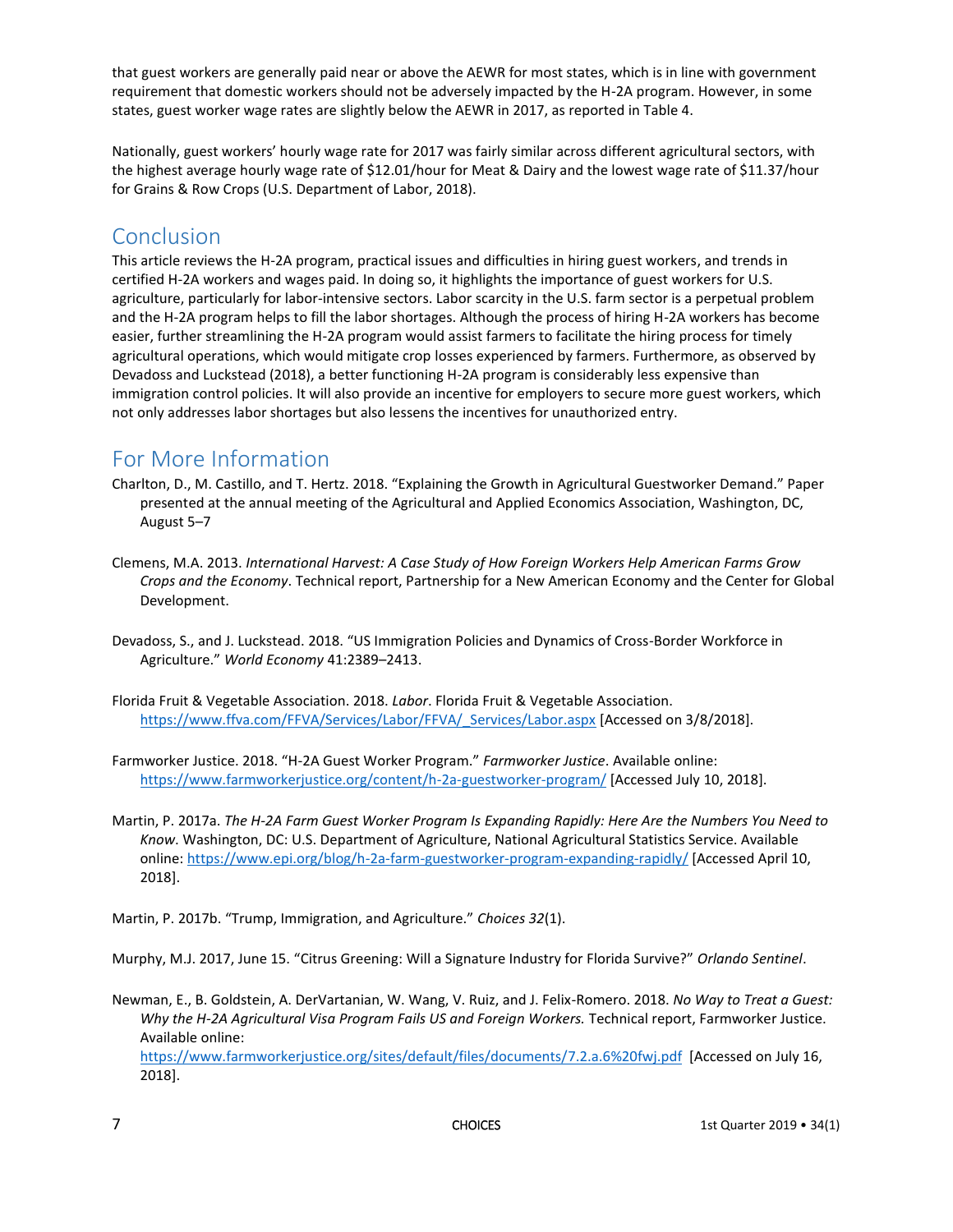that guest workers are generally paid near or above the AEWR for most states, which is in line with government requirement that domestic workers should not be adversely impacted by the H-2A program. However, in some states, guest worker wage rates are slightly below the AEWR in 2017, as reported in Table 4.

Nationally, guest workers' hourly wage rate for 2017 was fairly similar across different agricultural sectors, with the highest average hourly wage rate of $12.01/hour for Meat & Dairy and the lowest wage rate of $11.37/hour for Grains & Row Crops (U.S. Department of Labor, 2018).

## Conclusion

This article reviews the H-2A program, practical issues and difficulties in hiring guest workers, and trends in certified H-2A workers and wages paid. In doing so, it highlights the importance of guest workers for U.S. agriculture, particularly for labor-intensive sectors. Labor scarcity in the U.S. farm sector is a perpetual problem and the H-2A program helps to fill the labor shortages. Although the process of hiring H-2A workers has become easier, further streamlining the H-2A program would assist farmers to facilitate the hiring process for timely agricultural operations, which would mitigate crop losses experienced by farmers. Furthermore, as observed by Devadoss and Luckstead (2018), a better functioning H-2A program is considerably less expensive than immigration control policies. It will also provide an incentive for employers to secure more guest workers, which not only addresses labor shortages but also lessens the incentives for unauthorized entry.

## For More Information

Charlton, D., M. Castillo, and T. Hertz. 2018. "Explaining the Growth in Agricultural Guestworker Demand." Paper presented at the annual meeting of the Agricultural and Applied Economics Association, Washington, DC, August 5–7

Clemens, M.A. 2013. *International Harvest: A Case Study of How Foreign Workers Help American Farms Grow Crops and the Economy*. Technical report, Partnership for a New American Economy and the Center for Global Development.

Devadoss, S., and J. Luckstead. 2018. "US Immigration Policies and Dynamics of Cross-Border Workforce in Agriculture." *World Economy* 41:2389–2413.

Florida Fruit & Vegetable Association. 2018. *Labor*. Florida Fruit & Vegetable Association. https://www.ffva.com/FFVA/Services/Labor/FFVA/_Services/Labor.aspx [Accessed on 3/8/2018].

Farmworker Justice. 2018. "H-2A Guest Worker Program." *Farmworker Justice*. Available online: https://www.farmworkerjustice.org/content/h-2a-guestworker-program/ [Accessed July 10, 2018].

Martin, P. 2017a. *The H-2A Farm Guest Worker Program Is Expanding Rapidly: Here Are the Numbers You Need to Know*. Washington, DC: U.S. Department of Agriculture, National Agricultural Statistics Service. Available online: https://www.epi.org/blog/h-2a-farm-guestworker-program-expanding-rapidly/ [Accessed April 10, 2018].

Martin, P. 2017b. "Trump, Immigration, and Agriculture." *Choices 32*(1).

Murphy, M.J. 2017, June 15. "Citrus Greening: Will a Signature Industry for Florida Survive?" *Orlando Sentinel*.

Newman, E., B. Goldstein, A. DerVartanian, W. Wang, V. Ruiz, and J. Felix-Romero. 2018. *No Way to Treat a Guest: Why the H-2A Agricultural Visa Program Fails US and Foreign Workers.* Technical report, Farmworker Justice. Available online: https://www.farmworkerjustice.org/sites/default/files/documents/7.2.a.6%20fwj.pdf [Accessed on July 16, 2018].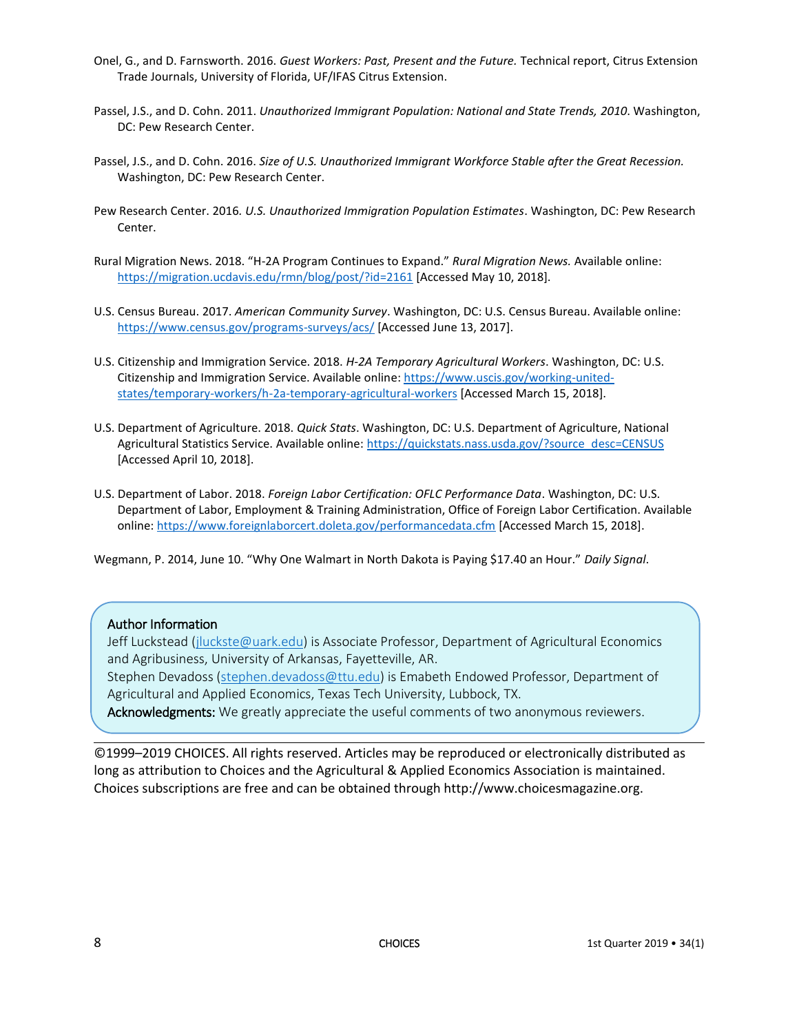Onel, G., and D. Farnsworth. 2016. *Guest Workers: Past, Present and the Future.* Technical report, Citrus Extension Trade Journals, University of Florida, UF/IFAS Citrus Extension.

Passel, J.S., and D. Cohn. 2011. *Unauthorized Immigrant Population: National and State Trends, 2010.* Washington, DC: Pew Research Center.

Passel, J.S., and D. Cohn. 2016. *Size of U.S. Unauthorized Immigrant Workforce Stable after the Great Recession.* Washington, DC: Pew Research Center.

Pew Research Center. 2016. *U.S. Unauthorized Immigration Population Estimates*. Washington, DC: Pew Research Center.

Rural Migration News. 2018. "H-2A Program Continues to Expand." *Rural Migration News.* Available online: https://migration.ucdavis.edu/rmn/blog/post/?id=2161 [Accessed May 10, 2018].

U.S. Census Bureau. 2017. *American Community Survey*. Washington, DC: U.S. Census Bureau. Available online: https://www.census.gov/programs-surveys/acs/ [Accessed June 13, 2017].

U.S. Citizenship and Immigration Service. 2018. *H-2A Temporary Agricultural Workers*. Washington, DC: U.S. Citizenship and Immigration Service. Available online: https://www.uscis.gov/working-united-states/temporary-workers/h-2a-temporary-agricultural-workers [Accessed March 15, 2018].

U.S. Department of Agriculture. 2018. *Quick Stats*. Washington, DC: U.S. Department of Agriculture, National Agricultural Statistics Service. Available online: https://quickstats.nass.usda.gov/?source_desc=CENSUS [Accessed April 10, 2018].

U.S. Department of Labor. 2018. *Foreign Labor Certification: OFLC Performance Data*. Washington, DC: U.S. Department of Labor, Employment & Training Administration, Office of Foreign Labor Certification. Available online: https://www.foreignlaborcert.doleta.gov/performancedata.cfm [Accessed March 15, 2018].

Wegmann, P. 2014, June 10. "Why One Walmart in North Dakota is Paying $17.40 an Hour." *Daily Signal*.

**Author Information**

Jeff Luckstead (jluckste@uark.edu) is Associate Professor, Department of Agricultural Economics and Agribusiness, University of Arkansas, Fayetteville, AR.

Stephen Devadoss (stephen.devadoss@ttu.edu) is Emabeth Endowed Professor, Department of Agricultural and Applied Economics, Texas Tech University, Lubbock, TX.

**Acknowledgments:** We greatly appreciate the useful comments of two anonymous reviewers.

©1999–2019 CHOICES. All rights reserved. Articles may be reproduced or electronically distributed as long as attribution to Choices and the Agricultural & Applied Economics Association is maintained. Choices subscriptions are free and can be obtained through http://www.choicesmagazine.org.